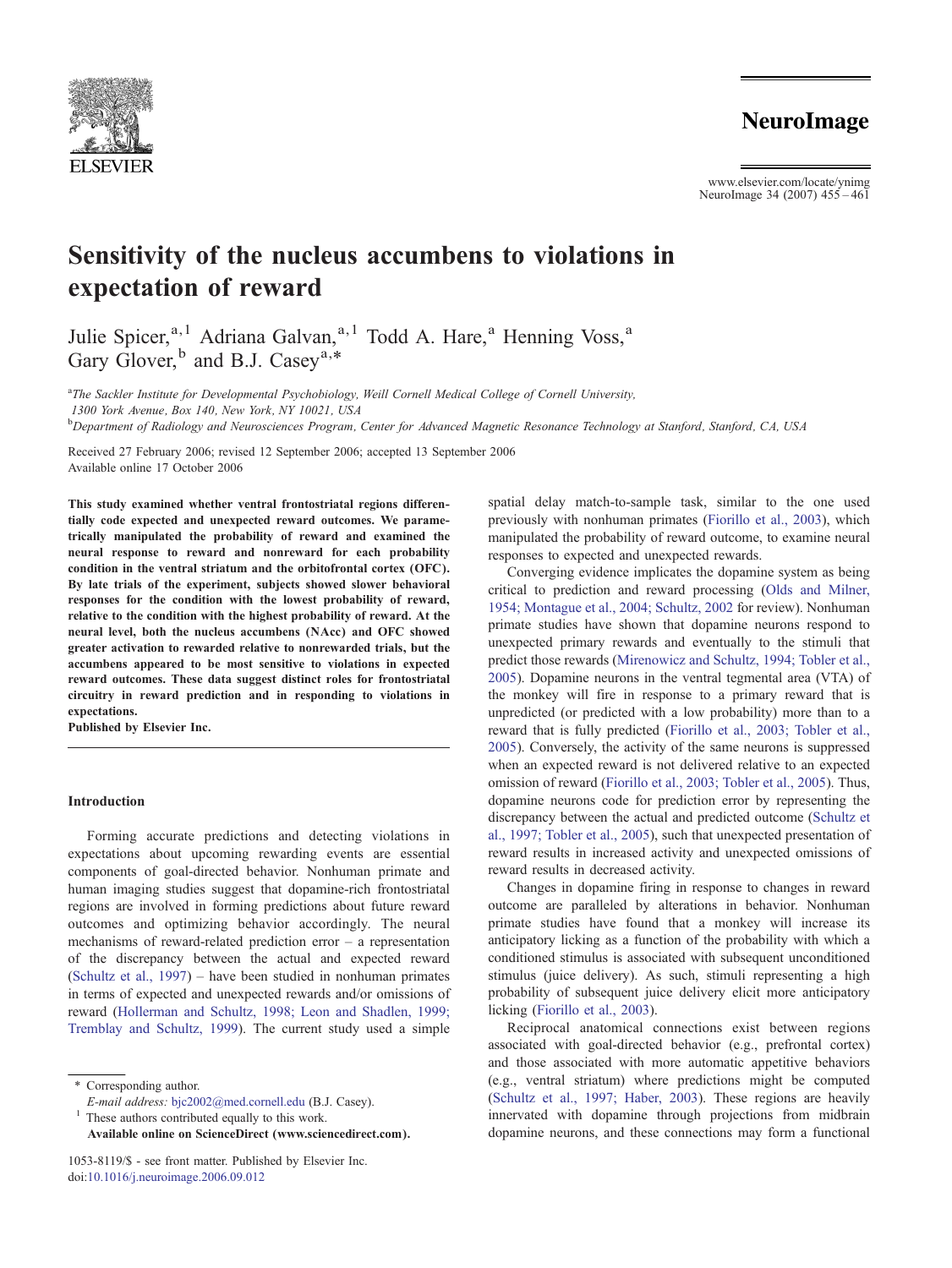# Sensitivity of the nucleus accumbens to violations in expectation of reward

Julie Spicer,[a,1] Adriana Galvan,[a,1] Todd A. Hare,[a] Henning Voss,[a] Gary Glover,[b] and B.J. Casey[a,*]

[a]*The Sackler Institute for Developmental Psychobiology, Weill Cornell Medical College of Cornell University, 1300 York Avenue, Box 140, New York, NY 10021, USA*

[b]*Department of Radiology and Neurosciences Program, Center for Advanced Magnetic Resonance Technology at Stanford, Stanford, CA, USA*

Received 27 February 2006; revised 12 September 2006; accepted 13 September 2006
Available online 17 October 2006

**This study examined whether ventral frontostriatal regions differentially code expected and unexpected reward outcomes. We parametrically manipulated the probability of reward and examined the neural response to reward and nonreward for each probability condition in the ventral striatum and the orbitofrontal cortex (OFC). By late trials of the experiment, subjects showed slower behavioral responses for the condition with the lowest probability of reward, relative to the condition with the highest probability of reward. At the neural level, both the nucleus accumbens (NAcc) and OFC showed greater activation to rewarded relative to nonrewarded trials, but the accumbens appeared to be most sensitive to violations in expected reward outcomes. These data suggest distinct roles for frontostriatal circuitry in reward prediction and in responding to violations in expectations.**

**Published by Elsevier Inc.**

## Introduction

Forming accurate predictions and detecting violations in expectations about upcoming rewarding events are essential components of goal-directed behavior. Nonhuman primate and human imaging studies suggest that dopamine-rich frontostriatal regions are involved in forming predictions about future reward outcomes and optimizing behavior accordingly. The neural mechanisms of reward-related prediction error – a representation of the discrepancy between the actual and expected reward (Schultz et al., 1997) – have been studied in nonhuman primates in terms of expected and unexpected rewards and/or omissions of reward (Hollerman and Schultz, 1998; Leon and Shadlen, 1999; Tremblay and Schultz, 1999). The current study used a simple spatial delay match-to-sample task, similar to the one used previously with nonhuman primates (Fiorillo et al., 2003), which manipulated the probability of reward outcome, to examine neural responses to expected and unexpected rewards.

Converging evidence implicates the dopamine system as being critical to prediction and reward processing (Olds and Milner, 1954; Montague et al., 2004; Schultz, 2002 for review). Nonhuman primate studies have shown that dopamine neurons respond to unexpected primary rewards and eventually to the stimuli that predict those rewards (Mirenowicz and Schultz, 1994; Tobler et al., 2005). Dopamine neurons in the ventral tegmental area (VTA) of the monkey will fire in response to a primary reward that is unpredicted (or predicted with a low probability) more than to a reward that is fully predicted (Fiorillo et al., 2003; Tobler et al., 2005). Conversely, the activity of the same neurons is suppressed when an expected reward is not delivered relative to an expected omission of reward (Fiorillo et al., 2003; Tobler et al., 2005). Thus, dopamine neurons code for prediction error by representing the discrepancy between the actual and predicted outcome (Schultz et al., 1997; Tobler et al., 2005), such that unexpected presentation of reward results in increased activity and unexpected omissions of reward results in decreased activity.

Changes in dopamine firing in response to changes in reward outcome are paralleled by alterations in behavior. Nonhuman primate studies have found that a monkey will increase its anticipatory licking as a function of the probability with which a conditioned stimulus is associated with subsequent unconditioned stimulus (juice delivery). As such, stimuli representing a high probability of subsequent juice delivery elicit more anticipatory licking (Fiorillo et al., 2003).

Reciprocal anatomical connections exist between regions associated with goal-directed behavior (e.g., prefrontal cortex) and those associated with more automatic appetitive behaviors (e.g., ventral striatum) where predictions might be computed (Schultz et al., 1997; Haber, 2003). These regions are heavily innervated with dopamine through projections from midbrain dopamine neurons, and these connections may form a functional

\* Corresponding author.
*E-mail address:* bjc2002@med.cornell.edu (B.J. Casey).
[1] These authors contributed equally to this work.
**Available online on ScienceDirect (www.sciencedirect.com).**

1053-8119/$ - see front matter. Published by Elsevier Inc.
doi:10.1016/j.neuroimage.2006.09.012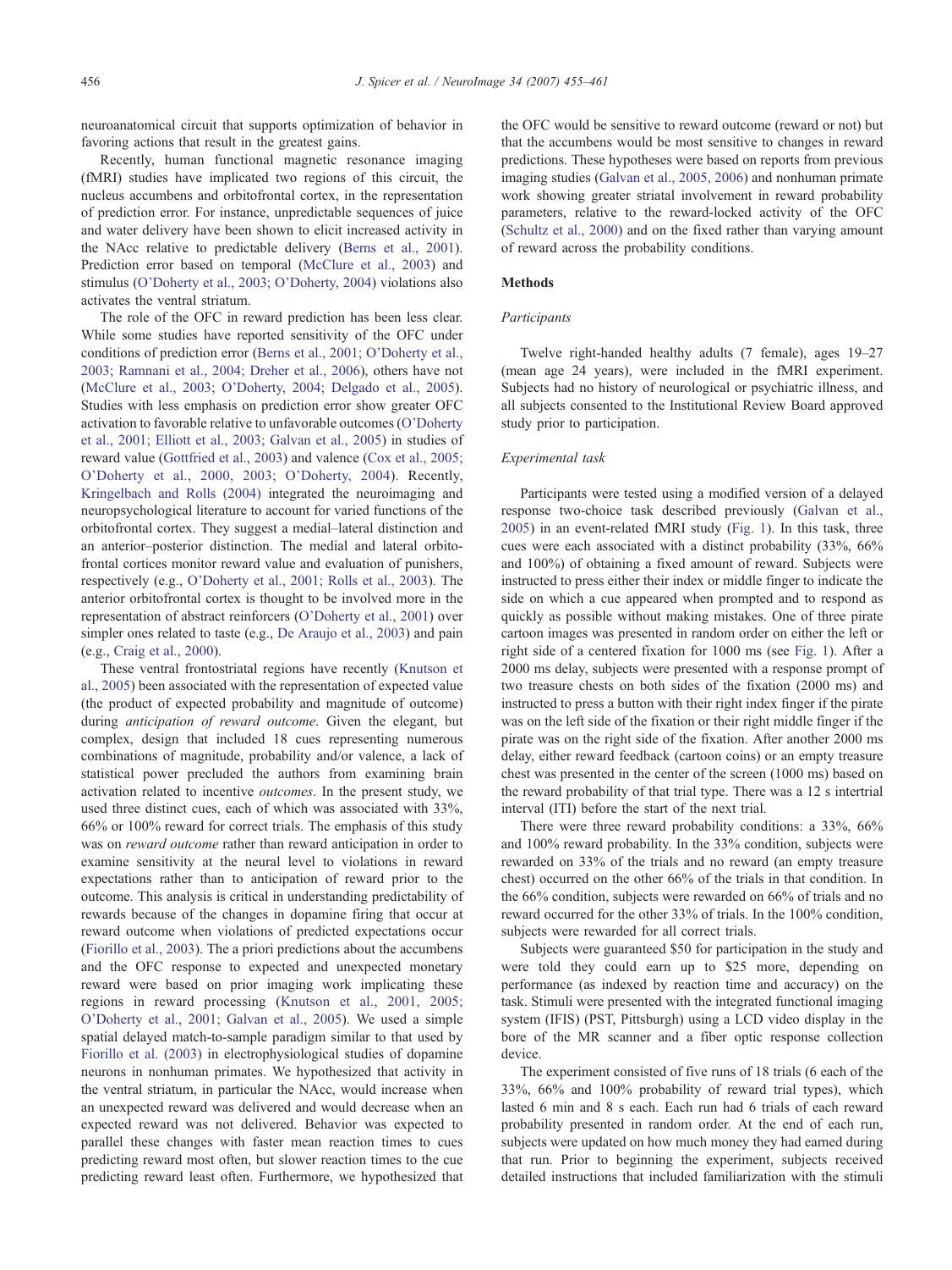neuroanatomical circuit that supports optimization of behavior in favoring actions that result in the greatest gains.

Recently, human functional magnetic resonance imaging (fMRI) studies have implicated two regions of this circuit, the nucleus accumbens and orbitofrontal cortex, in the representation of prediction error. For instance, unpredictable sequences of juice and water delivery have been shown to elicit increased activity in the NAcc relative to predictable delivery (Berns et al., 2001). Prediction error based on temporal (McClure et al., 2003) and stimulus (O'Doherty et al., 2003; O'Doherty, 2004) violations also activates the ventral striatum.

The role of the OFC in reward prediction has been less clear. While some studies have reported sensitivity of the OFC under conditions of prediction error (Berns et al., 2001; O'Doherty et al., 2003; Ramnani et al., 2004; Dreher et al., 2006), others have not (McClure et al., 2003; O'Doherty, 2004; Delgado et al., 2005). Studies with less emphasis on prediction error show greater OFC activation to favorable relative to unfavorable outcomes (O'Doherty et al., 2001; Elliott et al., 2003; Galvan et al., 2005) in studies of reward value (Gottfried et al., 2003) and valence (Cox et al., 2005; O'Doherty et al., 2000, 2003; O'Doherty, 2004). Recently, Kringelbach and Rolls (2004) integrated the neuroimaging and neuropsychological literature to account for varied functions of the orbitofrontal cortex. They suggest a medial–lateral distinction and an anterior–posterior distinction. The medial and lateral orbitofrontal cortices monitor reward value and evaluation of punishers, respectively (e.g., O'Doherty et al., 2001; Rolls et al., 2003). The anterior orbitofrontal cortex is thought to be involved more in the representation of abstract reinforcers (O'Doherty et al., 2001) over simpler ones related to taste (e.g., De Araujo et al., 2003) and pain (e.g., Craig et al., 2000).

These ventral frontostriatal regions have recently (Knutson et al., 2005) been associated with the representation of expected value (the product of expected probability and magnitude of outcome) during *anticipation of reward outcome*. Given the elegant, but complex, design that included 18 cues representing numerous combinations of magnitude, probability and/or valence, a lack of statistical power precluded the authors from examining brain activation related to incentive *outcomes*. In the present study, we used three distinct cues, each of which was associated with 33%, 66% or 100% reward for correct trials. The emphasis of this study was on *reward outcome* rather than reward anticipation in order to examine sensitivity at the neural level to violations in reward expectations rather than to anticipation of reward prior to the outcome. This analysis is critical in understanding predictability of rewards because of the changes in dopamine firing that occur at reward outcome when violations of predicted expectations occur (Fiorillo et al., 2003). The a priori predictions about the accumbens and the OFC response to expected and unexpected monetary reward were based on prior imaging work implicating these regions in reward processing (Knutson et al., 2001, 2005; O'Doherty et al., 2001; Galvan et al., 2005). We used a simple spatial delayed match-to-sample paradigm similar to that used by Fiorillo et al. (2003) in electrophysiological studies of dopamine neurons in nonhuman primates. We hypothesized that activity in the ventral striatum, in particular the NAcc, would increase when an unexpected reward was delivered and would decrease when an expected reward was not delivered. Behavior was expected to parallel these changes with faster mean reaction times to cues predicting reward most often, but slower reaction times to the cue predicting reward least often. Furthermore, we hypothesized that the OFC would be sensitive to reward outcome (reward or not) but that the accumbens would be most sensitive to changes in reward predictions. These hypotheses were based on reports from previous imaging studies (Galvan et al., 2005, 2006) and nonhuman primate work showing greater striatal involvement in reward probability parameters, relative to the reward-locked activity of the OFC (Schultz et al., 2000) and on the fixed rather than varying amount of reward across the probability conditions.

## Methods

### Participants

Twelve right-handed healthy adults (7 female), ages 19–27 (mean age 24 years), were included in the fMRI experiment. Subjects had no history of neurological or psychiatric illness, and all subjects consented to the Institutional Review Board approved study prior to participation.

### Experimental task

Participants were tested using a modified version of a delayed response two-choice task described previously (Galvan et al., 2005) in an event-related fMRI study (Fig. 1). In this task, three cues were each associated with a distinct probability (33%, 66% and 100%) of obtaining a fixed amount of reward. Subjects were instructed to press either their index or middle finger to indicate the side on which a cue appeared when prompted and to respond as quickly as possible without making mistakes. One of three pirate cartoon images was presented in random order on either the left or right side of a centered fixation for 1000 ms (see Fig. 1). After a 2000 ms delay, subjects were presented with a response prompt of two treasure chests on both sides of the fixation (2000 ms) and instructed to press a button with their right index finger if the pirate was on the left side of the fixation or their right middle finger if the pirate was on the right side of the fixation. After another 2000 ms delay, either reward feedback (cartoon coins) or an empty treasure chest was presented in the center of the screen (1000 ms) based on the reward probability of that trial type. There was a 12 s intertrial interval (ITI) before the start of the next trial.

There were three reward probability conditions: a 33%, 66% and 100% reward probability. In the 33% condition, subjects were rewarded on 33% of the trials and no reward (an empty treasure chest) occurred on the other 66% of the trials in that condition. In the 66% condition, subjects were rewarded on 66% of trials and no reward occurred for the other 33% of trials. In the 100% condition, subjects were rewarded for all correct trials.

Subjects were guaranteed $50 for participation in the study and were told they could earn up to $25 more, depending on performance (as indexed by reaction time and accuracy) on the task. Stimuli were presented with the integrated functional imaging system (IFIS) (PST, Pittsburgh) using a LCD video display in the bore of the MR scanner and a fiber optic response collection device.

The experiment consisted of five runs of 18 trials (6 each of the 33%, 66% and 100% probability of reward trial types), which lasted 6 min and 8 s each. Each run had 6 trials of each reward probability presented in random order. At the end of each run, subjects were updated on how much money they had earned during that run. Prior to beginning the experiment, subjects received detailed instructions that included familiarization with the stimuli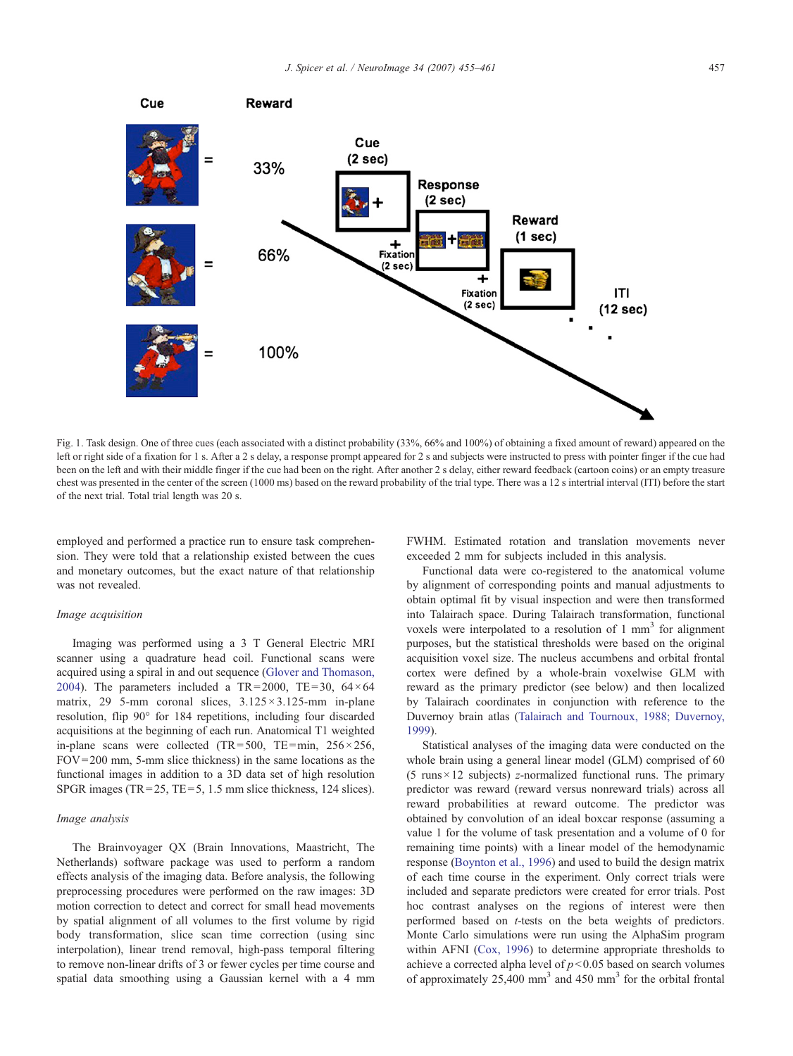Cue

Reward

=

33%

=

66%

=

100%

Cue (2 sec)

Response (2 sec)

Fixation (2 sec)

Reward (1 sec)

Fixation (2 sec)

ITI (12 sec)

Fig. 1. Task design. One of three cues (each associated with a distinct probability (33%, 66% and 100%) of obtaining a fixed amount of reward) appeared on the left or right side of a fixation for 1 s. After a 2 s delay, a response prompt appeared for 2 s and subjects were instructed to press with pointer finger if the cue had been on the left and with their middle finger if the cue had been on the right. After another 2 s delay, either reward feedback (cartoon coins) or an empty treasure chest was presented in the center of the screen (1000 ms) based on the reward probability of the trial type. There was a 12 s intertrial interval (ITI) before the start of the next trial. Total trial length was 20 s.

employed and performed a practice run to ensure task comprehension. They were told that a relationship existed between the cues and monetary outcomes, but the exact nature of that relationship was not revealed.

### *Image acquisition*

Imaging was performed using a 3 T General Electric MRI scanner using a quadrature head coil. Functional scans were acquired using a spiral in and out sequence (Glover and Thomason, 2004). The parameters included a TR = 2000, TE = 30, 64 × 64 matrix, 29 5-mm coronal slices, 3.125 × 3.125-mm in-plane resolution, flip 90° for 184 repetitions, including four discarded acquisitions at the beginning of each run. Anatomical T1 weighted in-plane scans were collected (TR = 500, TE = min, 256 × 256, FOV = 200 mm, 5-mm slice thickness) in the same locations as the functional images in addition to a 3D data set of high resolution SPGR images (TR = 25, TE = 5, 1.5 mm slice thickness, 124 slices).

### *Image analysis*

The Brainvoyager QX (Brain Innovations, Maastricht, The Netherlands) software package was used to perform a random effects analysis of the imaging data. Before analysis, the following preprocessing procedures were performed on the raw images: 3D motion correction to detect and correct for small head movements by spatial alignment of all volumes to the first volume by rigid body transformation, slice scan time correction (using sinc interpolation), linear trend removal, high-pass temporal filtering to remove non-linear drifts of 3 or fewer cycles per time course and spatial data smoothing using a Gaussian kernel with a 4 mm FWHM. Estimated rotation and translation movements never exceeded 2 mm for subjects included in this analysis.

Functional data were co-registered to the anatomical volume by alignment of corresponding points and manual adjustments to obtain optimal fit by visual inspection and were then transformed into Talairach space. During Talairach transformation, functional voxels were interpolated to a resolution of 1 $mm^3$ for alignment purposes, but the statistical thresholds were based on the original acquisition voxel size. The nucleus accumbens and orbital frontal cortex were defined by a whole-brain voxelwise GLM with reward as the primary predictor (see below) and then localized by Talairach coordinates in conjunction with reference to the Duvernoy brain atlas (Talairach and Tournoux, 1988; Duvernoy, 1999).

Statistical analyses of the imaging data were conducted on the whole brain using a general linear model (GLM) comprised of 60 (5 runs × 12 subjects) *z*-normalized functional scans. The primary predictor was reward (reward versus nonreward trials) across all reward probabilities at reward outcome. The predictor was obtained by convolution of an ideal boxcar response (assuming a value 1 for the volume of task presentation and a volume of 0 for remaining time points) with a linear model of the hemodynamic response (Boynton et al., 1996) and used to build the design matrix of each time course in the experiment. Only correct trials were included and separate predictors were created for error trials. Post hoc contrast analyses on the regions of interest were then performed based on *t*-tests on the beta weights of predictors. Monte Carlo simulations were run using the AlphaSim program within AFNI (Cox, 1996) to determine appropriate thresholds to achieve a corrected alpha level of $p < 0.05$ based on search volumes of approximately 25,400 $mm^3$ and 450 $mm^3$ for the orbital frontal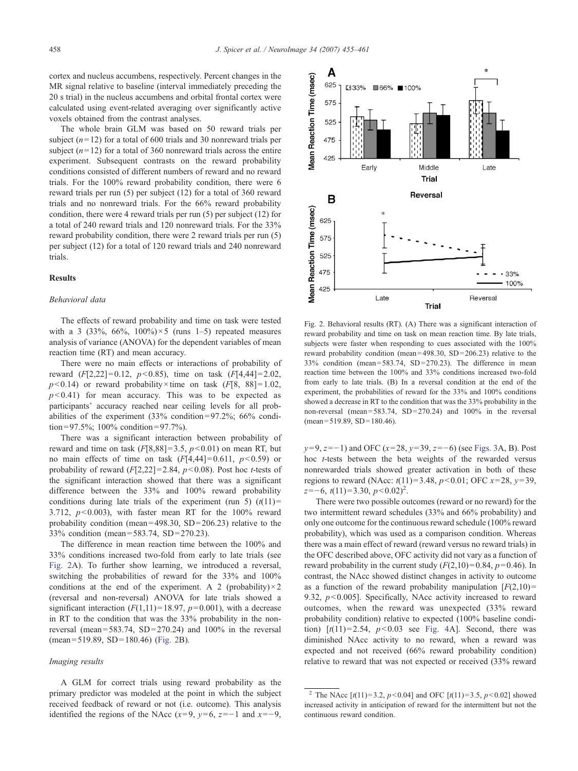cortex and nucleus accumbens, respectively. Percent changes in the MR signal relative to baseline (interval immediately preceding the 20 s trial) in the nucleus accumbens and orbital frontal cortex were calculated using event-related averaging over significantly active voxels obtained from the contrast analyses.

The whole brain GLM was based on 50 reward trials per subject ($n=12$) for a total of 600 trials and 30 nonreward trials per subject ($n=12$) for a total of 360 nonreward trials across the entire experiment. Subsequent contrasts on the reward probability conditions consisted of different numbers of reward and no reward trials. For the 100% reward probability condition, there were 6 reward trials per run (5) per subject (12) for a total of 360 reward trials and no nonreward trials. For the 66% reward probability condition, there were 4 reward trials per run (5) per subject (12) for a total of 240 reward trials and 120 nonreward trials. For the 33% reward probability condition, there were 2 reward trials per run (5) per subject (12) for a total of 120 reward trials and 240 nonreward trials.

## Results

### Behavioral data

The effects of reward probability and time on task were tested with a 3 (33%, 66%, 100%)×5 (runs 1–5) repeated measures analysis of variance (ANOVA) for the dependent variables of mean reaction time (RT) and mean accuracy.

There were no main effects or interactions of probability of reward ($F[2,22]=0.12$, $p<0.85$), time on task ($F[4,44]=2.02$, $p<0.14$) or reward probability×time on task ($F[8, 88]=1.02$, $p<0.41$) for mean accuracy. This was to be expected as participants' accuracy reached near ceiling levels for all probabilities of the experiment (33% condition=97.2%; 66% condition=97.5%; 100% condition=97.7%).

There was a significant interaction between probability of reward and time on task ($F[8,88]=3.5$, $p<0.01$) on mean RT, but no main effects of time on task ($F[4,44]=0.611$, $p<0.59$) or probability of reward ($F[2,22]=2.84$, $p<0.08$). Post hoc $t$-tests of the significant interaction showed that there was a significant difference between the 33% and 100% reward probability conditions during late trials of the experiment (run 5) ($t(11)=3.712$, $p<0.003$), with faster mean RT for the 100% reward probability condition (mean=498.30, SD=206.23) relative to the 33% condition (mean=583.74, SD=270.23).

The difference in mean reaction time between the 100% and 33% conditions increased two-fold from early to late trials (see Fig. 2A). To further show learning, we introduced a reversal, switching the probabilities of reward for the 33% and 100% conditions at the end of the experiment. A 2 (probability)×2 (reversal and non-reversal) ANOVA for late trials showed a significant interaction ($F(1,11)=18.97$, $p=0.001$), with a decrease in RT to the condition that was the 33% probability in the non-reversal (mean=583.74, SD=270.24) and 100% in the reversal (mean=519.89, SD=180.46) (Fig. 2B).

### Imaging results

A GLM for correct trials using reward probability as the primary predictor was modeled at the point in which the subject received feedback of reward or not (i.e. outcome). This analysis identified the regions of the NAcc ($x=9$, $y=6$, $z=-1$ and $x=-9$, $y=9$, $z=-1$) and OFC ($x=28$, $y=39$, $z=-6$) (see Figs. 3A, B). Post hoc $t$-tests between the beta weights of the rewarded versus nonrewarded trials showed greater activation in both of these regions to reward (NAcc: $t(11)=3.48$, $p<0.01$; OFC $x=28$, $y=39$, $z=-6$, $t(11)=3.30$, $p<0.02$)[2].

A
Mean Reaction Time (msec)
625
575
525
475
425
33% 66% 100%
*
Early Middle Late
Trial

B
Reversal
Mean Reaction Time (msec)
625
575
525
475
425
*
33%
100%
Late Reversal
Trial

Fig. 2. Behavioral results (RT). (A) There was a significant interaction of reward probability and time on task on mean reaction time. By late trials, subjects were faster when responding to cues associated with the 100% reward probability condition (mean=498.30, SD=206.23) relative to the 33% condition (mean=583.74, SD=270.23). The difference in mean reaction time between the 100% and 33% conditions increased two-fold from early to late trials. (B) In a reversal condition at the end of the experiment, the probabilities of reward for the 33% and 100% conditions showed a decrease in RT to the condition that was the 33% probability in the non-reversal (mean=583.74, SD=270.24) and 100% in the reversal (mean=519.89, SD=180.46).

There were two possible outcomes (reward or no reward) for the two intermittent reward schedules (33% and 66% probability) and only one outcome for the continuous reward schedule (100% reward probability), which was used as a comparison condition. Whereas there was a main effect of reward (reward versus no reward trials) in the OFC described above, OFC activity did not vary as a function of reward probability in the current study ($F(2,10)=0.84$, $p=0.46$). In contrast, the NAcc showed distinct changes in activity to outcome as a function of the reward probability manipulation [$F(2,10)=9.32$, $p<0.005$]. Specifically, NAcc activity increased to reward outcomes, when the reward was unexpected (33% reward probability condition) relative to expected (100% baseline condition) [$t(11)=2.54$, $p<0.03$ see Fig. 4A]. Second, there was diminished NAcc activity to no reward, when a reward was expected and not received (66% reward probability condition) relative to reward that was not expected or received (33% reward

[2] The NAcc [$t(11)=3.2$, $p<0.04$] and OFC [$t(11)=3.5$, $p<0.02$] showed increased activity in anticipation of reward for the intermittent but not the continuous reward condition.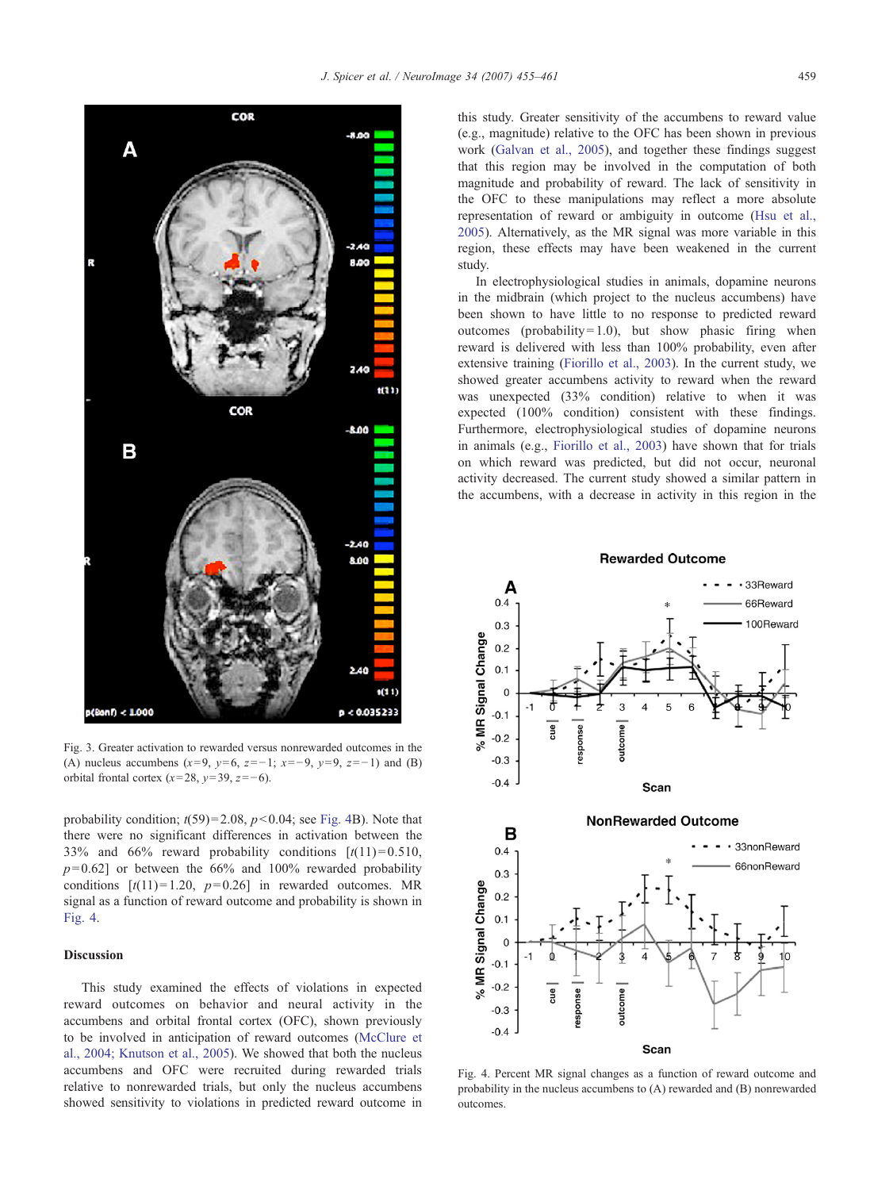COR

A

R

-8.00

-2.40

8.00

2.40

t(11)

COR

B

R

-8.00

-2.40

8.00

2.40

t(11)

p(Bonf) < 1.000

p < 0.035233

Fig. 3. Greater activation to rewarded versus nonrewarded outcomes in the (A) nucleus accumbens ($x=9$, $y=6$, $z=-1$; $x=-9$, $y=9$, $z=-1$) and (B) orbital frontal cortex ($x=28$, $y=39$, $z=-6$).

probability condition; $t(59)=2.08$, $p<0.04$; see Fig. 4B). Note that there were no significant differences in activation between the 33% and 66% reward probability conditions [$t(11)=0.510$, $p=0.62$] or between the 66% and 100% rewarded probability conditions [$t(11)=1.20$, $p=0.26$] in rewarded outcomes. MR signal as a function of reward outcome and probability is shown in Fig. 4.

## Discussion

This study examined the effects of violations in expected reward outcomes on behavior and neural activity in the accumbens and orbital frontal cortex (OFC), shown previously to be involved in anticipation of reward outcomes (McClure et al., 2004; Knutson et al., 2005). We showed that both the nucleus accumbens and OFC were recruited during rewarded trials relative to nonrewarded trials, but only the nucleus accumbens showed sensitivity to violations in predicted reward outcome in this study. Greater sensitivity of the accumbens to reward value (e.g., magnitude) relative to the OFC has been shown in previous work (Galvan et al., 2005), and together these findings suggest that this region may be involved in the computation of both magnitude and probability of reward. The lack of sensitivity in the OFC to these manipulations may reflect a more absolute representation of reward or ambiguity in outcome (Hsu et al., 2005). Alternatively, as the MR signal was more variable in this region, these effects may have been weakened in the current study.

In electrophysiological studies in animals, dopamine neurons in the midbrain (which project to the nucleus accumbens) have been shown to have little to no response to predicted reward outcomes (probability = 1.0), but show phasic firing when reward is delivered with less than 100% probability, even after extensive training (Fiorillo et al., 2003). In the current study, we showed greater accumbens activity to reward when the reward was unexpected (33% condition) relative to when it was expected (100% condition) consistent with these findings. Furthermore, electrophysiological studies of dopamine neurons in animals (e.g., Fiorillo et al., 2003) have shown that for trials on which reward was predicted, but did not occur, neuronal activity decreased. The current study showed a similar pattern in the accumbens, with a decrease in activity in this region in the

Rewarded Outcome

A

33Reward

66Reward

100Reward

% MR Signal Change

0.4

0.3

0.2

0.1

0

-0.1

-0.2

-0.3

-0.4

-1 0 1 2 3 4 5 6 7 8 9 10

cue

response

outcome

Scan

NonRewarded Outcome

B

33nonReward

66nonReward

% MR Signal Change

0.4

0.3

0.2

0.1

0

-0.1

-0.2

-0.3

-0.4

-1 0 1 2 3 4 5 6 7 8 9 10

cue

response

outcome

Scan

Fig. 4. Percent MR signal changes as a function of reward outcome and probability in the nucleus accumbens to (A) rewarded and (B) nonrewarded outcomes.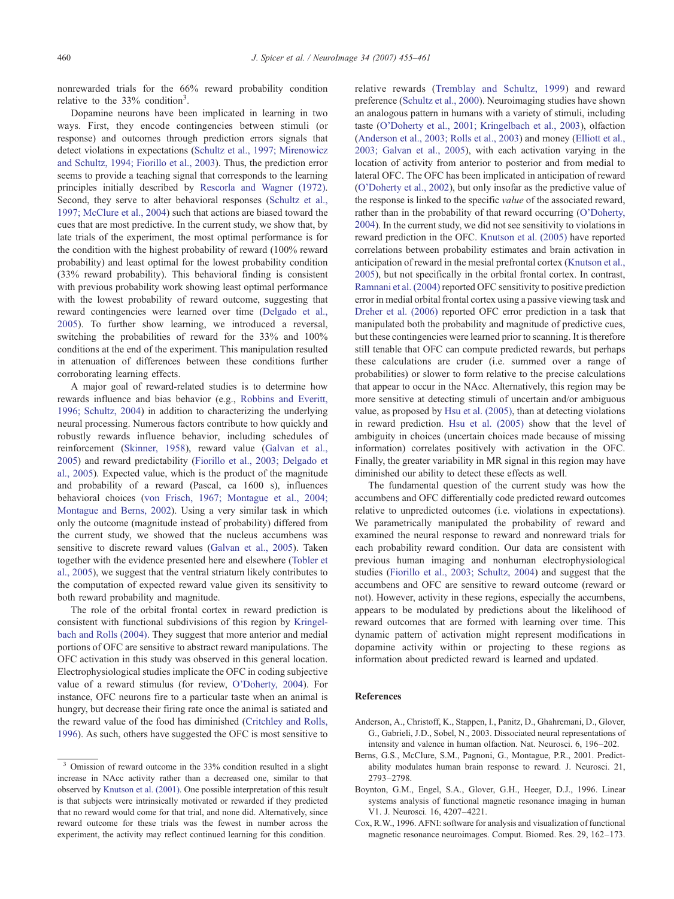nonrewarded trials for the 66% reward probability condition relative to the 33% condition[3].

Dopamine neurons have been implicated in learning in two ways. First, they encode contingencies between stimuli (or response) and outcomes through prediction errors signals that detect violations in expectations (Schultz et al., 1997; Mirenowicz and Schultz, 1994; Fiorillo et al., 2003). Thus, the prediction error seems to provide a teaching signal that corresponds to the learning principles initially described by Rescorla and Wagner (1972). Second, they serve to alter behavioral responses (Schultz et al., 1997; McClure et al., 2004) such that actions are biased toward the cues that are most predictive. In the current study, we show that, by late trials of the experiment, the most optimal performance is for the condition with the highest probability of reward (100% reward probability) and least optimal for the lowest probability condition (33% reward probability). This behavioral finding is consistent with previous probability work showing least optimal performance with the lowest probability of reward outcome, suggesting that reward contingencies were learned over time (Delgado et al., 2005). To further show learning, we introduced a reversal, switching the probabilities of reward for the 33% and 100% conditions at the end of the experiment. This manipulation resulted in attenuation of differences between these conditions further corroborating learning effects.

A major goal of reward-related studies is to determine how rewards influence and bias behavior (e.g., Robbins and Everitt, 1996; Schultz, 2004) in addition to characterizing the underlying neural processing. Numerous factors contribute to how quickly and robustly rewards influence behavior, including schedules of reinforcement (Skinner, 1958), reward value (Galvan et al., 2005) and reward predictability (Fiorillo et al., 2003; Delgado et al., 2005). Expected value, which is the product of the magnitude and probability of a reward (Pascal, ca 1600 s), influences behavioral choices (von Frisch, 1967; Montague et al., 2004; Montague and Berns, 2002). Using a very similar task in which only the outcome (magnitude instead of probability) differed from the current study, we showed that the nucleus accumbens was sensitive to discrete reward values (Galvan et al., 2005). Taken together with the evidence presented here and elsewhere (Tobler et al., 2005), we suggest that the ventral striatum likely contributes to the computation of expected reward value given its sensitivity to both reward probability and magnitude.

The role of the orbital frontal cortex in reward prediction is consistent with functional subdivisions of this region by Kringelbach and Rolls (2004). They suggest that more anterior and medial portions of OFC are sensitive to abstract reward manipulations. The OFC activation in this study was observed in this general location. Electrophysiological studies implicate the OFC in coding subjective value of a reward stimulus (for review, O'Doherty, 2004). For instance, OFC neurons fire to a particular taste when an animal is hungry, but decrease their firing rate once the animal is satiated and the reward value of the food has diminished (Critchley and Rolls, 1996). As such, others have suggested the OFC is most sensitive to relative rewards (Tremblay and Schultz, 1999) and reward preference (Schultz et al., 2000). Neuroimaging studies have shown an analogous pattern in humans with a variety of stimuli, including taste (O'Doherty et al., 2001; Kringelbach et al., 2003), olfaction (Anderson et al., 2003; Rolls et al., 2003) and money (Elliott et al., 2003; Galvan et al., 2005), with each activation varying in the location of activity from anterior to posterior and from medial to lateral OFC. The OFC has been implicated in anticipation of reward (O'Doherty et al., 2002), but only insofar as the predictive value of the response is linked to the specific *value* of the associated reward, rather than in the probability of that reward occurring (O'Doherty, 2004). In the current study, we did not see sensitivity to violations in reward prediction in the OFC. Knutson et al. (2005) have reported correlations between probability estimates and brain activation in anticipation of reward in the mesial prefrontal cortex (Knutson et al., 2005), but not specifically in the orbital frontal cortex. In contrast, Ramnani et al. (2004) reported OFC sensitivity to positive prediction error in medial orbital frontal cortex using a passive viewing task and Dreher et al. (2006) reported OFC error prediction in a task that manipulated both the probability and magnitude of predictive cues, but these contingencies were learned prior to scanning. It is therefore still tenable that OFC can compute predicted rewards, but perhaps these calculations are cruder (i.e. summed over a range of probabilities) or slower to form relative to the precise calculations that appear to occur in the NAcc. Alternatively, this region may be more sensitive at detecting stimuli of uncertain and/or ambiguous value, as proposed by Hsu et al. (2005), than at detecting violations in reward prediction. Hsu et al. (2005) show that the level of ambiguity in choices (uncertain choices made because of missing information) correlates positively with activation in the OFC. Finally, the greater variability in MR signal in this region may have diminished our ability to detect these effects as well.

The fundamental question of the current study was how the accumbens and OFC differentially code predicted reward outcomes relative to unpredicted outcomes (i.e. violations in expectations). We parametrically manipulated the probability of reward and examined the neural response to reward and nonreward trials for each probability reward condition. Our data are consistent with previous human imaging and nonhuman electrophysiological studies (Fiorillo et al., 2003; Schultz, 2004) and suggest that the accumbens and OFC are sensitive to reward outcome (reward or not). However, activity in these regions, especially the accumbens, appears to be modulated by predictions about the likelihood of reward outcomes that are formed with learning over time. This dynamic pattern of activation might represent modifications in dopamine activity within or projecting to these regions as information about predicted reward is learned and updated.

[3] Omission of reward outcome in the 33% condition resulted in a slight increase in NAcc activity rather than a decreased one, similar to that observed by Knutson et al. (2001). One possible interpretation of this result is that subjects were intrinsically motivated or rewarded if they predicted that no reward would come for that trial, and none did. Alternatively, since reward outcome for these trials was the fewest in number across the experiment, the activity may reflect continued learning for this condition.

## References

Anderson, A., Christoff, K., Stappen, I., Panitz, D., Ghahremani, D., Glover, G., Gabrieli, J.D., Sobel, N., 2003. Dissociated neural representations of intensity and valence in human olfaction. Nat. Neurosci. 6, 196–202.

Berns, G.S., McClure, S.M., Pagnoni, G., Montague, P.R., 2001. Predictability modulates human brain response to reward. J. Neurosci. 21, 2793–2798.

Boynton, G.M., Engel, S.A., Glover, G.H., Heeger, D.J., 1996. Linear systems analysis of functional magnetic resonance imaging in human V1. J. Neurosci. 16, 4207–4221.

Cox, R.W., 1996. AFNI: software for analysis and visualization of functional magnetic resonance neuroimages. Comput. Biomed. Res. 29, 162–173.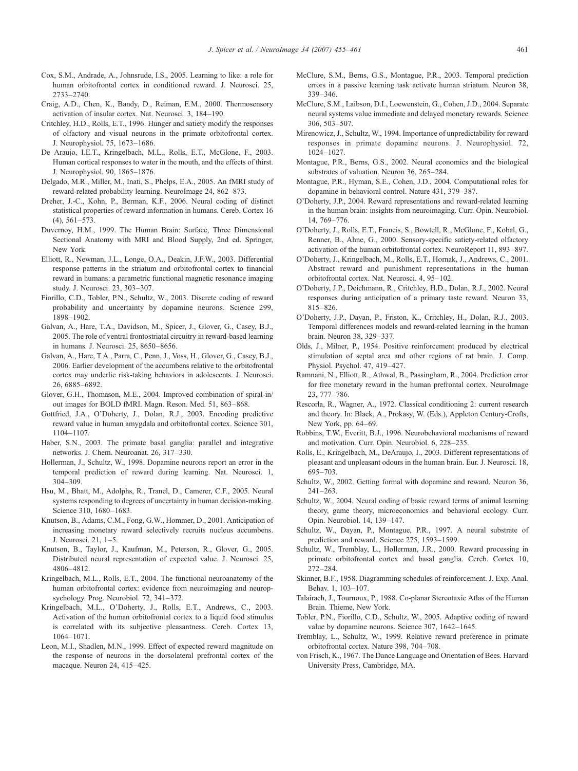Cox, S.M., Andrade, A., Johnsrude, I.S., 2005. Learning to like: a role for human orbitofrontal cortex in conditioned reward. J. Neurosci. 25, 2733–2740.

Craig, A.D., Chen, K., Bandy, D., Reiman, E.M., 2000. Thermosensory activation of insular cortex. Nat. Neurosci. 3, 184–190.

Critchley, H.D., Rolls, E.T., 1996. Hunger and satiety modify the responses of olfactory and visual neurons in the primate orbitofrontal cortex. J. Neurophysiol. 75, 1673–1686.

De Araujo, I.E.T., Kringelbach, M.L., Rolls, E.T., McGlone, F., 2003. Human cortical responses to water in the mouth, and the effects of thirst. J. Neurophysiol. 90, 1865–1876.

Delgado, M.R., Miller, M., Inati, S., Phelps, E.A., 2005. An fMRI study of reward-related probability learning. NeuroImage 24, 862–873.

Dreher, J.-C., Kohn, P., Berman, K.F., 2006. Neural coding of distinct statistical properties of reward information in humans. Cereb. Cortex 16 (4), 561–573.

Duvernoy, H.M., 1999. The Human Brain: Surface, Three Dimensional Sectional Anatomy with MRI and Blood Supply, 2nd ed. Springer, New York.

Elliott, R., Newman, J.L., Longe, O.A., Deakin, J.F.W., 2003. Differential response patterns in the striatum and orbitofrontal cortex to financial reward in humans: a parametric functional magnetic resonance imaging study. J. Neurosci. 23, 303–307.

Fiorillo, C.D., Tobler, P.N., Schultz, W., 2003. Discrete coding of reward probability and uncertainty by dopamine neurons. Science 299, 1898–1902.

Galvan, A., Hare, T.A., Davidson, M., Spicer, J., Glover, G., Casey, B.J., 2005. The role of ventral frontostriatal circuitry in reward-based learning in humans. J. Neurosci. 25, 8650–8656.

Galvan, A., Hare, T.A., Parra, C., Penn, J., Voss, H., Glover, G., Casey, B.J., 2006. Earlier development of the accumbens relative to the orbitofrontal cortex may underlie risk-taking behaviors in adolescents. J. Neurosci. 26, 6885–6892.

Glover, G.H., Thomason, M.E., 2004. Improved combination of spiral-in/out images for BOLD fMRI. Magn. Reson. Med. 51, 863–868.

Gottfried, J.A., O'Doherty, J., Dolan, R.J., 2003. Encoding predictive reward value in human amygdala and orbitofrontal cortex. Science 301, 1104–1107.

Haber, S.N., 2003. The primate basal ganglia: parallel and integrative networks. J. Chem. Neuroanat. 26, 317–330.

Hollerman, J., Schultz, W., 1998. Dopamine neurons report an error in the temporal prediction of reward during learning. Nat. Neurosci. 1, 304–309.

Hsu, M., Bhatt, M., Adolphs, R., Tranel, D., Camerer, C.F., 2005. Neural systems responding to degrees of uncertainty in human decision-making. Science 310, 1680–1683.

Knutson, B., Adams, C.M., Fong, G.W., Hommer, D., 2001. Anticipation of increasing monetary reward selectively recruits nucleus accumbens. J. Neurosci. 21, 1–5.

Knutson, B., Taylor, J., Kaufman, M., Peterson, R., Glover, G., 2005. Distributed neural representation of expected value. J. Neurosci. 25, 4806–4812.

Kringelbach, M.L., Rolls, E.T., 2004. The functional neuroanatomy of the human orbitofrontal cortex: evidence from neuroimaging and neuropsychology. Prog. Neurobiol. 72, 341–372.

Kringelbach, M.L., O'Doherty, J., Rolls, E.T., Andrews, C., 2003. Activation of the human orbitofrontal cortex to a liquid food stimulus is correlated with its subjective pleasantness. Cereb. Cortex 13, 1064–1071.

Leon, M.I., Shadlen, M.N., 1999. Effect of expected reward magnitude on the response of neurons in the dorsolateral prefrontal cortex of the macaque. Neuron 24, 415–425.

McClure, S.M., Berns, G.S., Montague, P.R., 2003. Temporal prediction errors in a passive learning task activate human striatum. Neuron 38, 339–346.

McClure, S.M., Laibson, D.I., Loewenstein, G., Cohen, J.D., 2004. Separate neural systems value immediate and delayed monetary rewards. Science 306, 503–507.

Mirenowicz, J., Schultz, W., 1994. Importance of unpredictability for reward responses in primate dopamine neurons. J. Neurophysiol. 72, 1024–1027.

Montague, P.R., Berns, G.S., 2002. Neural economics and the biological substrates of valuation. Neuron 36, 265–284.

Montague, P.R., Hyman, S.E., Cohen, J.D., 2004. Computational roles for dopamine in behavioral control. Nature 431, 379–387.

O'Doherty, J.P., 2004. Reward representations and reward-related learning in the human brain: insights from neuroimaging. Curr. Opin. Neurobiol. 14, 769–776.

O'Doherty, J., Rolls, E.T., Francis, S., Bowtell, R., McGlone, F., Kobal, G., Renner, B., Ahne, G., 2000. Sensory-specific satiety-related olfactory activation of the human orbitofrontal cortex. NeuroReport 11, 893–897.

O'Doherty, J., Kringelbach, M., Rolls, E.T., Hornak, J., Andrews, C., 2001. Abstract reward and punishment representations in the human orbitofrontal cortex. Nat. Neurosci. 4, 95–102.

O'Doherty, J.P., Deichmann, R., Critchley, H.D., Dolan, R.J., 2002. Neural responses during anticipation of a primary taste reward. Neuron 33, 815–826.

O'Doherty, J.P., Dayan, P., Friston, K., Critchley, H., Dolan, R.J., 2003. Temporal differences models and reward-related learning in the human brain. Neuron 38, 329–337.

Olds, J., Milner, P., 1954. Positive reinforcement produced by electrical stimulation of septal area and other regions of rat brain. J. Comp. Physiol. Psychol. 47, 419–427.

Ramnani, N., Elliott, R., Athwal, B., Passingham, R., 2004. Prediction error for free monetary reward in the human prefrontal cortex. NeuroImage 23, 777–786.

Rescorla, R., Wagner, A., 1972. Classical conditioning 2: current research and theory. In: Black, A., Prokasy, W. (Eds.), Appleton Century-Crofts, New York, pp. 64–69.

Robbins, T.W., Everitt, B.J., 1996. Neurobehavioral mechanisms of reward and motivation. Curr. Opin. Neurobiol. 6, 228–235.

Rolls, E., Kringelbach, M., DeAraujo, I., 2003. Different representations of pleasant and unpleasant odours in the human brain. Eur. J. Neurosci. 18, 695–703.

Schultz, W., 2002. Getting formal with dopamine and reward. Neuron 36, 241–263.

Schultz, W., 2004. Neural coding of basic reward terms of animal learning theory, game theory, microeconomics and behavioral ecology. Curr. Opin. Neurobiol. 14, 139–147.

Schultz, W., Dayan, P., Montague, P.R., 1997. A neural substrate of prediction and reward. Science 275, 1593–1599.

Schultz, W., Tremblay, L., Hollerman, J.R., 2000. Reward processing in primate orbitofrontal cortex and basal ganglia. Cereb. Cortex 10, 272–284.

Skinner, B.F., 1958. Diagramming schedules of reinforcement. J. Exp. Anal. Behav. 1, 103–107.

Talairach, J., Tournoux, P., 1988. Co-planar Stereotaxic Atlas of the Human Brain. Thieme, New York.

Tobler, P.N., Fiorillo, C.D., Schultz, W., 2005. Adaptive coding of reward value by dopamine neurons. Science 307, 1642–1645.

Tremblay, L., Schultz, W., 1999. Relative reward preference in primate orbitofrontal cortex. Nature 398, 704–708.

von Frisch, K., 1967. The Dance Language and Orientation of Bees. Harvard University Press, Cambridge, MA.